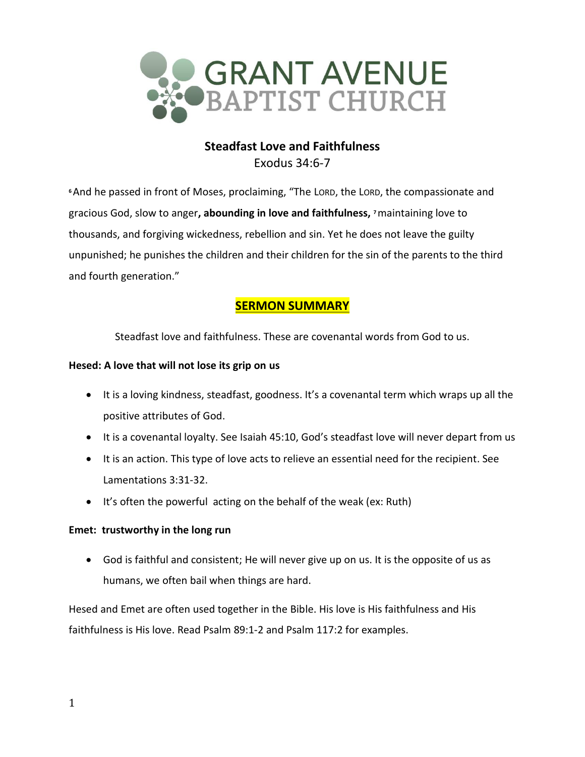# GRANT AVENUE BAPTIST CHURCH

## Steadfast Love and Faithfulness

Exodus 34:6-7

[6] And he passed in front of Moses, proclaiming, "The LORD, the LORD, the compassionate and gracious God, slow to anger**, abounding in love and faithfulness,** [7] maintaining love to thousands, and forgiving wickedness, rebellion and sin. Yet he does not leave the guilty unpunished; he punishes the children and their children for the sin of the parents to the third and fourth generation."

## SERMON SUMMARY

Steadfast love and faithfulness. These are covenantal words from God to us.

**Hesed: A love that will not lose its grip on us**

- It is a loving kindness, steadfast, goodness. It's a covenantal term which wraps up all the positive attributes of God.
- It is a covenantal loyalty. See Isaiah 45:10, God's steadfast love will never depart from us
- It is an action. This type of love acts to relieve an essential need for the recipient. See Lamentations 3:31-32.
- It's often the powerful acting on the behalf of the weak (ex: Ruth)

**Emet: trustworthy in the long run**

- God is faithful and consistent; He will never give up on us. It is the opposite of us as humans, we often bail when things are hard.

Hesed and Emet are often used together in the Bible. His love is His faithfulness and His faithfulness is His love. Read Psalm 89:1-2 and Psalm 117:2 for examples.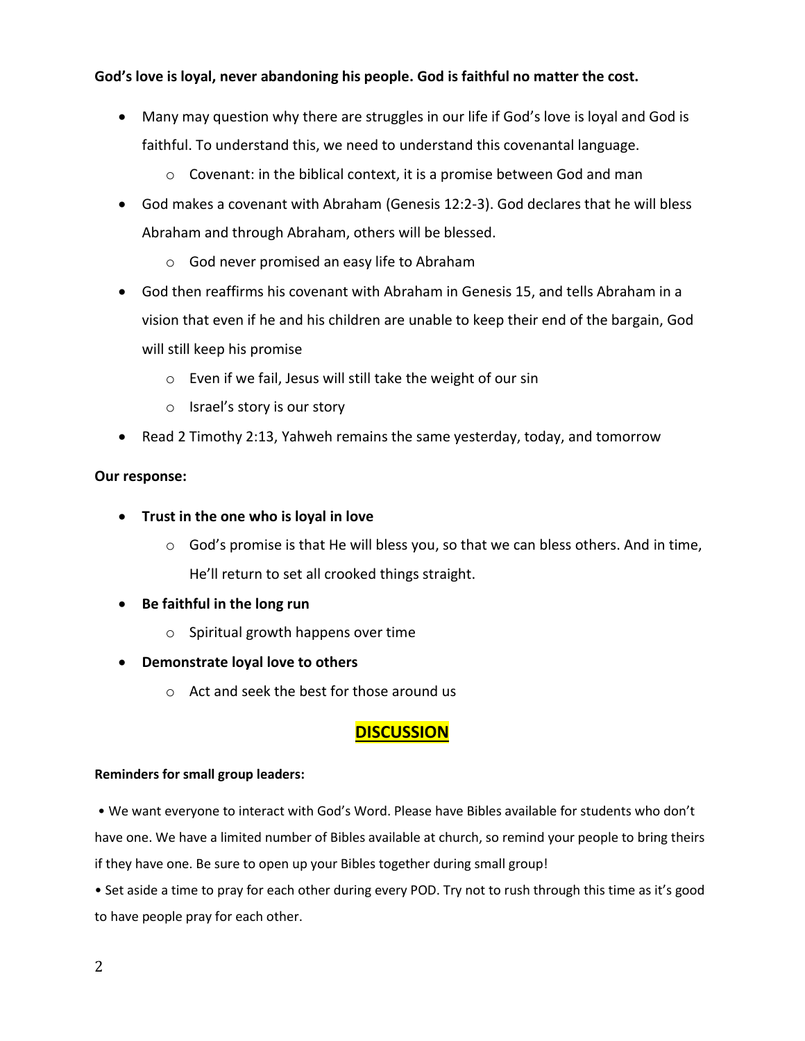**God's love is loyal, never abandoning his people. God is faithful no matter the cost.**

- Many may question why there are struggles in our life if God's love is loyal and God is faithful. To understand this, we need to understand this covenantal language.
    - Covenant: in the biblical context, it is a promise between God and man
- God makes a covenant with Abraham (Genesis 12:2-3). God declares that he will bless Abraham and through Abraham, others will be blessed.
    - God never promised an easy life to Abraham
- God then reaffirms his covenant with Abraham in Genesis 15, and tells Abraham in a vision that even if he and his children are unable to keep their end of the bargain, God will still keep his promise
    - Even if we fail, Jesus will still take the weight of our sin
    - Israel's story is our story
- Read 2 Timothy 2:13, Yahweh remains the same yesterday, today, and tomorrow

**Our response:**

- **Trust in the one who is loyal in love**
    - God's promise is that He will bless you, so that we can bless others. And in time, He'll return to set all crooked things straight.
- **Be faithful in the long run**
    - Spiritual growth happens over time
- **Demonstrate loyal love to others**
    - Act and seek the best for those around us

## DISCUSSION

**Reminders for small group leaders:**

• We want everyone to interact with God's Word. Please have Bibles available for students who don't have one. We have a limited number of Bibles available at church, so remind your people to bring theirs if they have one. Be sure to open up your Bibles together during small group!

• Set aside a time to pray for each other during every POD. Try not to rush through this time as it's good to have people pray for each other.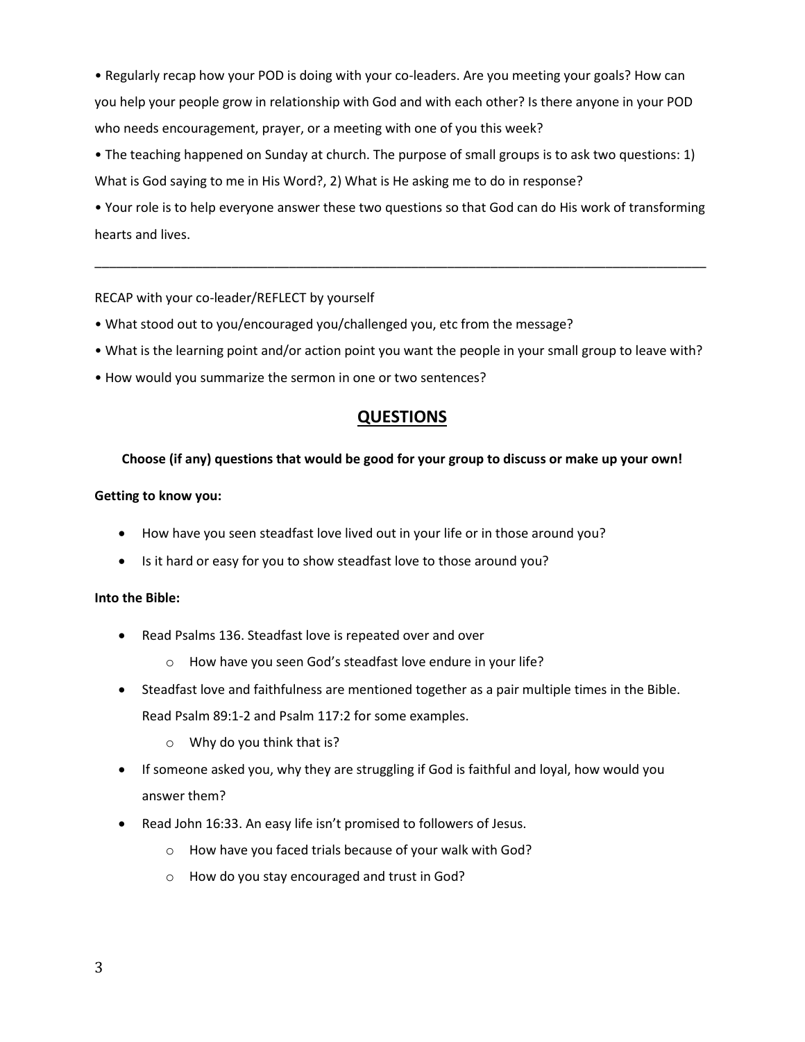- Regularly recap how your POD is doing with your co-leaders. Are you meeting your goals? How can you help your people grow in relationship with God and with each other? Is there anyone in your POD who needs encouragement, prayer, or a meeting with one of you this week?
- The teaching happened on Sunday at church. The purpose of small groups is to ask two questions: 1) What is God saying to me in His Word?, 2) What is He asking me to do in response?
- Your role is to help everyone answer these two questions so that God can do His work of transforming hearts and lives.

---

RECAP with your co-leader/REFLECT by yourself

- What stood out to you/encouraged you/challenged you, etc from the message?
- What is the learning point and/or action point you want the people in your small group to leave with?
- How would you summarize the sermon in one or two sentences?

## QUESTIONS

**Choose (if any) questions that would be good for your group to discuss or make up your own!**

**Getting to know you:**

- How have you seen steadfast love lived out in your life or in those around you?
- Is it hard or easy for you to show steadfast love to those around you?

**Into the Bible:**

- Read Psalms 136. Steadfast love is repeated over and over
    - How have you seen God's steadfast love endure in your life?
- Steadfast love and faithfulness are mentioned together as a pair multiple times in the Bible. Read Psalm 89:1-2 and Psalm 117:2 for some examples.
    - Why do you think that is?
- If someone asked you, why they are struggling if God is faithful and loyal, how would you answer them?
- Read John 16:33. An easy life isn't promised to followers of Jesus.
    - How have you faced trials because of your walk with God?
    - How do you stay encouraged and trust in God?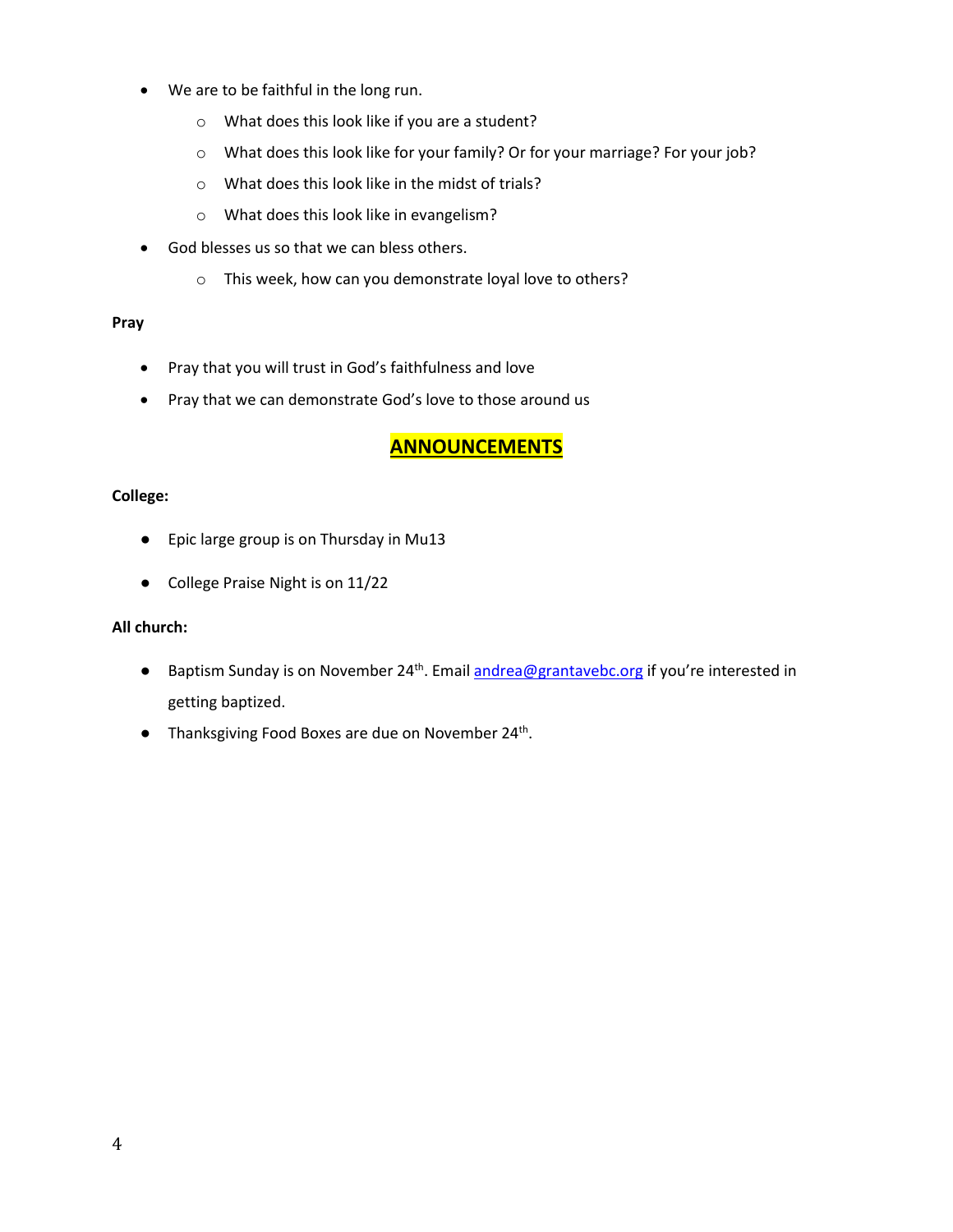- We are to be faithful in the long run.
    - What does this look like if you are a student?
    - What does this look like for your family? Or for your marriage? For your job?
    - What does this look like in the midst of trials?
    - What does this look like in evangelism?
- God blesses us so that we can bless others.
    - This week, how can you demonstrate loyal love to others?

**Pray**

- Pray that you will trust in God's faithfulness and love
- Pray that we can demonstrate God's love to those around us

## ANNOUNCEMENTS

**College:**

- Epic large group is on Thursday in Mu13
- College Praise Night is on 11/22

**All church:**

- Baptism Sunday is on November 24th. Email andrea@grantavebc.org if you're interested in getting baptized.
- Thanksgiving Food Boxes are due on November 24th.